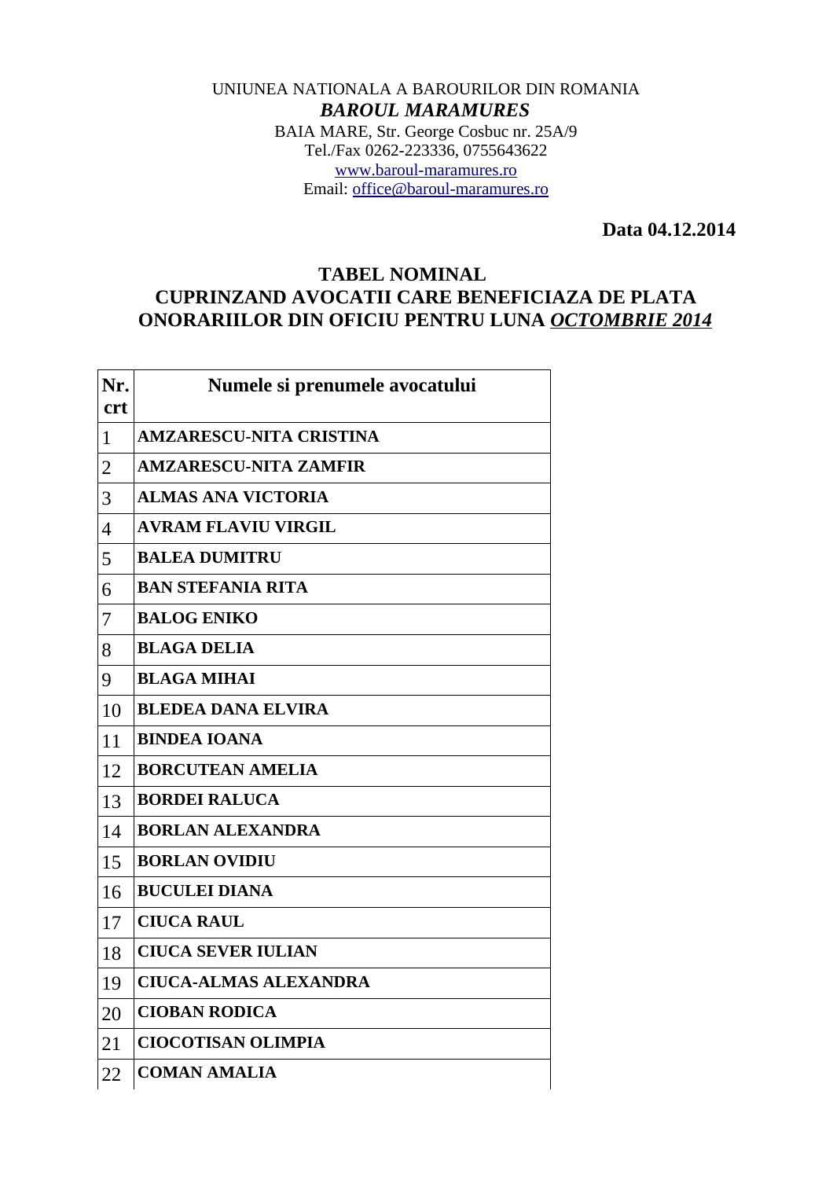UNIUNEA NATIONALA A BAROURILOR DIN ROMANIA

***BAROUL MARAMURES***

BAIA MARE, Str. George Cosbuc nr. 25A/9
Tel./Fax 0262-223336, 0755643622
www.baroul-maramures.ro
Email: office@baroul-maramures.ro

**Data 04.12.2014**

## TABEL NOMINAL
## CUPRINZAND AVOCATII CARE BENEFICIAZA DE PLATA ONORARIILOR DIN OFICIU PENTRU LUNA *OCTOMBRIE 2014*

| Nr. crt | Numele si prenumele avocatului |
|---|---|
| 1 | **AMZARESCU-NITA CRISTINA** |
| 2 | **AMZARESCU-NITA ZAMFIR** |
| 3 | **ALMAS ANA VICTORIA** |
| 4 | **AVRAM FLAVIU VIRGIL** |
| 5 | **BALEA DUMITRU** |
| 6 | **BAN STEFANIA RITA** |
| 7 | **BALOG ENIKO** |
| 8 | **BLAGA DELIA** |
| 9 | **BLAGA MIHAI** |
| 10 | **BLEDEA DANA ELVIRA** |
| 11 | **BINDEA IOANA** |
| 12 | **BORCUTEAN AMELIA** |
| 13 | **BORDEI RALUCA** |
| 14 | **BORLAN ALEXANDRA** |
| 15 | **BORLAN OVIDIU** |
| 16 | **BUCULEI DIANA** |
| 17 | **CIUCA RAUL** |
| 18 | **CIUCA SEVER IULIAN** |
| 19 | **CIUCA-ALMAS ALEXANDRA** |
| 20 | **CIOBAN RODICA** |
| 21 | **CIOCOTISAN OLIMPIA** |
| 22 | **COMAN AMALIA** |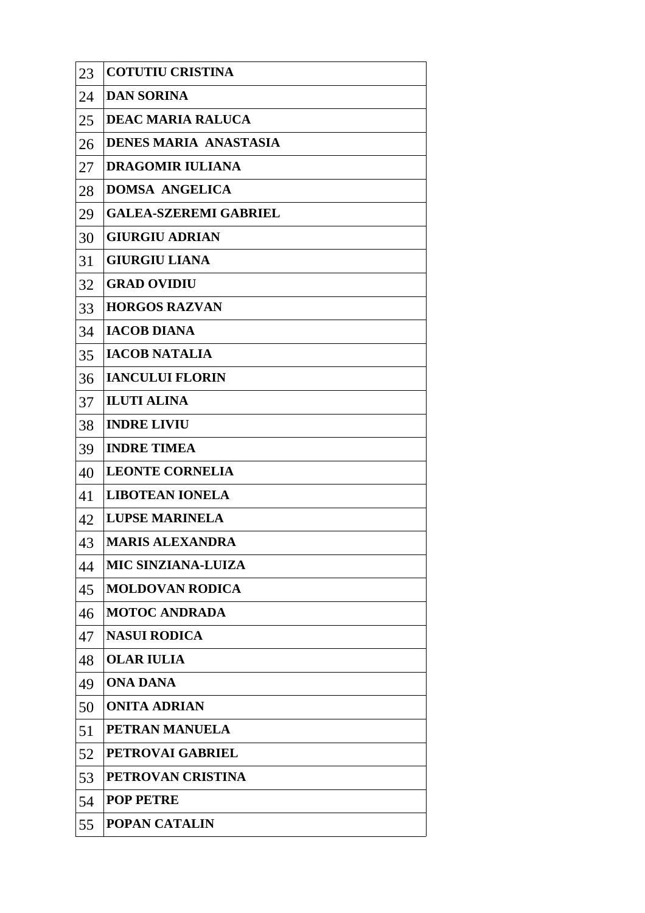| | |
|---|---|
| 23 | **COTUTIU CRISTINA** |
| 24 | **DAN SORINA** |
| 25 | **DEAC MARIA RALUCA** |
| 26 | **DENES MARIA ANASTASIA** |
| 27 | **DRAGOMIR IULIANA** |
| 28 | **DOMSA ANGELICA** |
| 29 | **GALEA-SZEREMI GABRIEL** |
| 30 | **GIURGIU ADRIAN** |
| 31 | **GIURGIU LIANA** |
| 32 | **GRAD OVIDIU** |
| 33 | **HORGOS RAZVAN** |
| 34 | **IACOB DIANA** |
| 35 | **IACOB NATALIA** |
| 36 | **IANCULUI FLORIN** |
| 37 | **ILUTI ALINA** |
| 38 | **INDRE LIVIU** |
| 39 | **INDRE TIMEA** |
| 40 | **LEONTE CORNELIA** |
| 41 | **LIBOTEAN IONELA** |
| 42 | **LUPSE MARINELA** |
| 43 | **MARIS ALEXANDRA** |
| 44 | **MIC SINZIANA-LUIZA** |
| 45 | **MOLDOVAN RODICA** |
| 46 | **MOTOC ANDRADA** |
| 47 | **NASUI RODICA** |
| 48 | **OLAR IULIA** |
| 49 | **ONA DANA** |
| 50 | **ONITA ADRIAN** |
| 51 | **PETRAN MANUELA** |
| 52 | **PETROVAI GABRIEL** |
| 53 | **PETROVAN CRISTINA** |
| 54 | **POP PETRE** |
| 55 | **POPAN CATALIN** |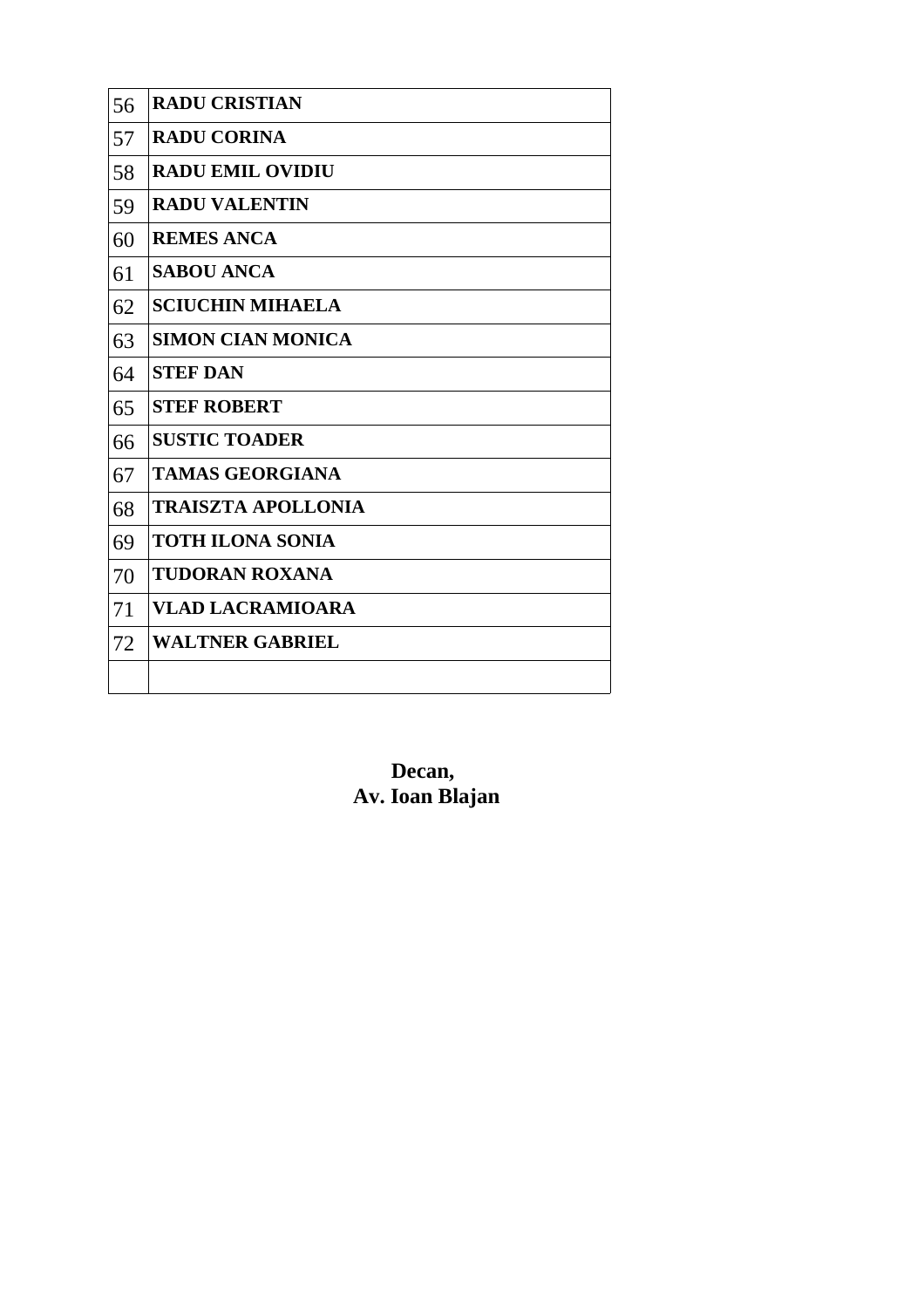| | |
|---|---|
| 56 | **RADU CRISTIAN** |
| 57 | **RADU CORINA** |
| 58 | **RADU EMIL OVIDIU** |
| 59 | **RADU VALENTIN** |
| 60 | **REMES ANCA** |
| 61 | **SABOU ANCA** |
| 62 | **SCIUCHIN MIHAELA** |
| 63 | **SIMON CIAN MONICA** |
| 64 | **STEF DAN** |
| 65 | **STEF ROBERT** |
| 66 | **SUSTIC TOADER** |
| 67 | **TAMAS GEORGIANA** |
| 68 | **TRAISZTA APOLLONIA** |
| 69 | **TOTH ILONA SONIA** |
| 70 | **TUDORAN ROXANA** |
| 71 | **VLAD LACRAMIOARA** |
| 72 | **WALTNER GABRIEL** |
| | |

**Decan,**
**Av. Ioan Blajan**